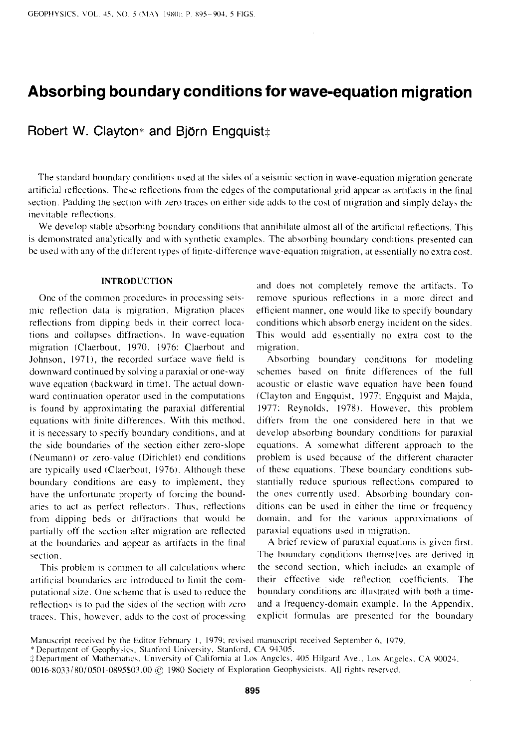# Absorbing boundary conditions for wave-equation migration

Robert W. Clayton* and Björn Engquist‡

The standard boundary conditions used at the sides of a seismic section in wave-equation migration generate artificial reflections. These reflections from the edges of the computational grid appear as artifacts in the final section. Padding the section with zero traces on either side adds to the cost of migration and simply delays the inevitable reflections.

We develop stable absorbing boundary conditions that annihilate almost all of the artificial reflections. This is demonstrated analytically and with synthetic examples. The absorbing boundary conditions presented can be used with any of the different types of finite-difference wave-equation migration, at essentially no extra cost.

## INTRODUCTION

One of the common procedures in processing seismic reflection data is migration. Migration places reflections from dipping beds in their correct locations and collapses diffractions. In wave-equation migration (Claerbout, 1970, 1976; Claerbout and Johnson, 1971), the recorded surface wave field is downward continued by solving a paraxial or one-way wave equation (backward in time). The actual downward continuation operator used in the computations is found by approximating the paraxial differential equations with finite differences. With this method, it is necessary to specify boundary conditions, and at the side boundaries of the section either zero-slope (Neumann) or zero-value (Dirichlet) end conditions are typically used (Claerbout, 1976). Although these boundary conditions are easy to implement, they have the unfortunate property of forcing the boundaries to act as perfect reflectors. Thus, reflections from dipping beds or diffractions that would be partially off the section after migration are reflected at the boundaries and appear as artifacts in the final section.

This problem is common to all calculations where artificial boundaries are introduced to limit the computational size. One scheme that is used to reduce the reflections is to pad the sides of the section with zero traces. This, however, adds to the cost of processing and does not completely remove the artifacts. To remove spurious reflections in a more direct and efficient manner, one would like to specify boundary conditions which absorb energy incident on the sides. This would add essentially no extra cost to the migration.

Absorbing boundary conditions for modeling schemes based on finite differences of the full acoustic or elastic wave equation have been found (Clayton and Engquist, 1977; Engquist and Majda, 1977; Reynolds, 1978). However, this problem differs from the one considered here in that we develop absorbing boundary conditions for paraxial equations. A somewhat different approach to the problem is used because of the different character of these equations. These boundary conditions substantially reduce spurious reflections compared to the ones currently used. Absorbing boundary conditions can be used in either the time or frequency domain, and for the various approximations of paraxial equations used in migration.

A brief review of paraxial equations is given first. The boundary conditions themselves are derived in the second section, which includes an example of their effective side reflection coefficients. The boundary conditions are illustrated with both a time- and a frequency-domain example. In the Appendix, explicit formulas are presented for the boundary

---

Manuscript received by the Editor February 1, 1979; revised manuscript received September 6, 1979.
*Department of Geophysics, Stanford University, Stanford, CA 94305.
‡Department of Mathematics, University of California at Los Angeles, 405 Hilgard Ave., Los Angeles, CA 90024.
0016-8033/80/0501-0895$03.00 © 1980 Society of Exploration Geophysicists. All rights reserved.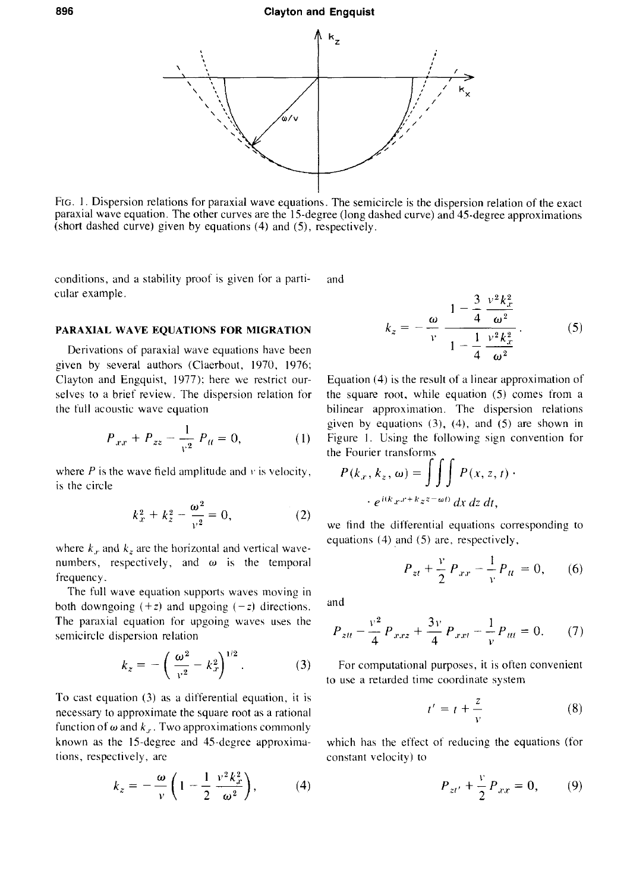FIG. 1. Dispersion relations for paraxial wave equations. The semicircle is the dispersion relation of the exact paraxial wave equation. The other curves are the 15-degree (long dashed curve) and 45-degree approximations (short dashed curve) given by equations (4) and (5), respectively.

conditions, and a stability proof is given for a particular example.

## PARAXIAL WAVE EQUATIONS FOR MIGRATION

Derivations of paraxial wave equations have been given by several authors (Claerbout, 1970, 1976; Clayton and Engquist, 1977); here we restrict ourselves to a brief review. The dispersion relation for the full acoustic wave equation

$$P_{xx} + P_{zz} - \frac{1}{v^2} P_{tt} = 0, \tag{1}$$

where $P$ is the wave field amplitude and $v$ is velocity, is the circle

$$k_x^2 + k_z^2 - \frac{\omega^2}{v^2} = 0, \tag{2}$$

where $k_x$ and $k_z$ are the horizontal and vertical wavenumbers, respectively, and $\omega$ is the temporal frequency.

The full wave equation supports waves moving in both downgoing $(+z)$ and upgoing $(-z)$ directions. The paraxial equation for upgoing waves uses the semicircle dispersion relation

$$k_z = -\left(\frac{\omega^2}{v^2} - k_x^2\right)^{1/2}. \tag{3}$$

To cast equation (3) as a differential equation, it is necessary to approximate the square root as a rational function of $\omega$ and $k_x$. Two approximations commonly known as the 15-degree and 45-degree approximations, respectively, are

$$k_z = -\frac{\omega}{v}\left(1 - \frac{1}{2}\frac{v^2 k_x^2}{\omega^2}\right), \tag{4}$$

and

$$k_z = -\frac{\omega}{v}\,\frac{1 - \dfrac{3}{4}\dfrac{v^2 k_x^2}{\omega^2}}{1 - \dfrac{1}{4}\dfrac{v^2 k_x^2}{\omega^2}}. \tag{5}$$

Equation (4) is the result of a linear approximation of the square root, while equation (5) comes from a bilinear approximation. The dispersion relations given by equations (3), (4), and (5) are shown in Figure 1. Using the following sign convention for the Fourier transforms

$$P(k_x, k_z, \omega) = \iiint P(x, z, t) \cdot e^{i(k_x x + k_z z - \omega t)}\, dx\, dz\, dt,$$

we find the differential equations corresponding to equations (4) and (5) are, respectively,

$$P_{zt} + \frac{v}{2} P_{xx} - \frac{1}{v} P_{tt} = 0, \tag{6}$$

and

$$P_{ztt} - \frac{v^2}{4} P_{xxz} + \frac{3v}{4} P_{xxt} - \frac{1}{v} P_{ttt} = 0. \tag{7}$$

For computational purposes, it is often convenient to use a retarded time coordinate system

$$t' = t + \frac{z}{v} \tag{8}$$

which has the effect of reducing the equations (for constant velocity) to

$$P_{zt'} + \frac{v}{2} P_{xx} = 0, \tag{9}$$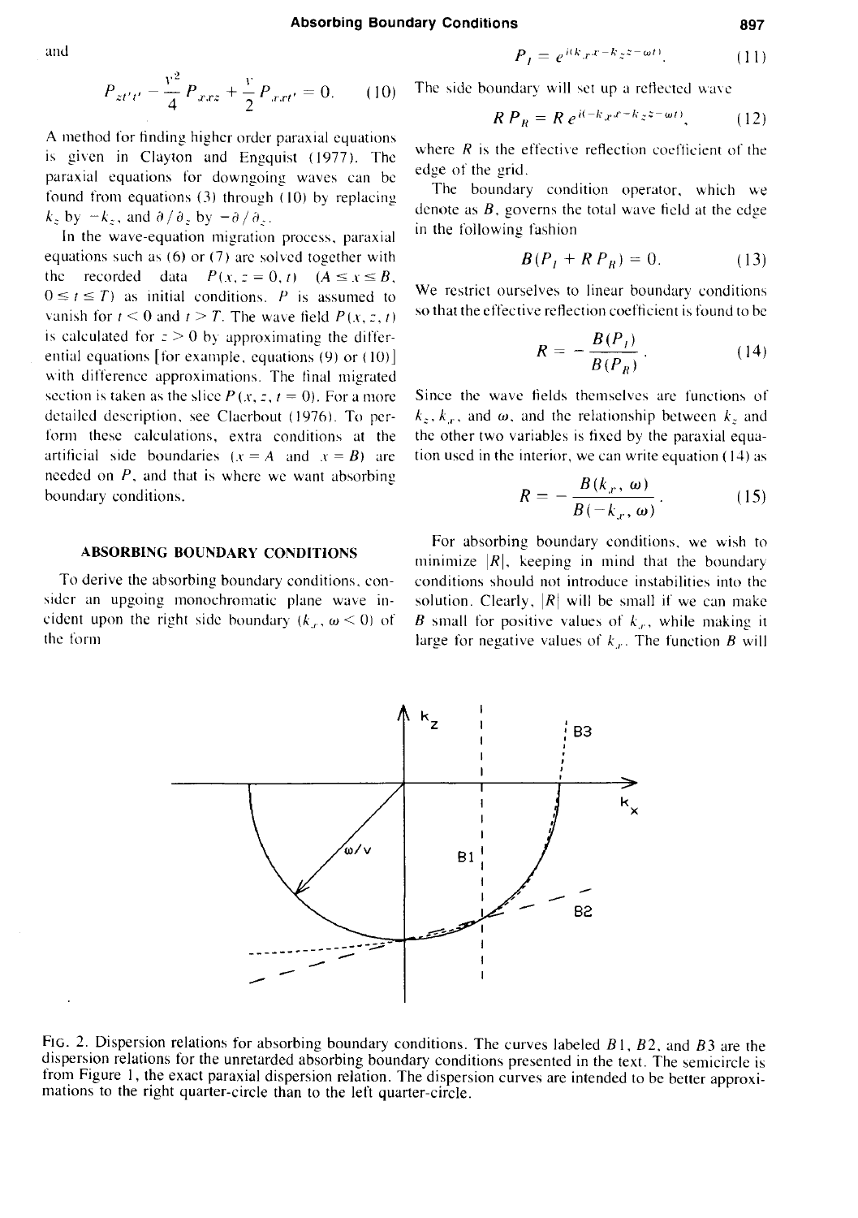and

$$P_{zt't'} - \frac{v^2}{4} P_{xxz} + \frac{v}{2} P_{xxt'} = 0. \quad (10)$$

A method for finding higher order paraxial equations is given in Clayton and Engquist (1977). The paraxial equations for downgoing waves can be found from equations (3) through (10) by replacing $k_z$ by $-k_z$, and $\partial/\partial_z$ by $-\partial/\partial_z$.

In the wave-equation migration process, paraxial equations such as (6) or (7) are solved together with the recorded data $P(x, z=0, t)$ $(A \leq x \leq B$, $0 \leq t \leq T)$ as initial conditions. $P$ is assumed to vanish for $t < 0$ and $t > T$. The wave field $P(x, z, t)$ is calculated for $z > 0$ by approximating the differential equations [for example, equations (9) or (10)] with difference approximations. The final migrated section is taken as the slice $P(x, z, t = 0)$. For a more detailed description, see Claerbout (1976). To perform these calculations, extra conditions at the artificial side boundaries $(x = A$ and $x = B)$ are needed on $P$, and that is where we want absorbing boundary conditions.

## ABSORBING BOUNDARY CONDITIONS

To derive the absorbing boundary conditions, consider an upgoing monochromatic plane wave incident upon the right side boundary $(k_x, \omega < 0)$ of the form

$$P_I = e^{i(k_x x - k_z z - \omega t)}. \quad (11)$$

The side boundary will set up a reflected wave

$$R\, P_R = R\, e^{i(-k_x x - k_z z - \omega t)}, \quad (12)$$

where $R$ is the effective reflection coefficient of the edge of the grid.

The boundary condition operator, which we denote as $B$, governs the total wave field at the edge in the following fashion

$$B(P_I + R\, P_R) = 0. \quad (13)$$

We restrict ourselves to linear boundary conditions so that the effective reflection coefficient is found to be

$$R = -\frac{B(P_I)}{B(P_R)}. \quad (14)$$

Since the wave fields themselves are functions of $k_z$, $k_x$, and $\omega$, and the relationship between $k_z$ and the other two variables is fixed by the paraxial equation used in the interior, we can write equation (14) as

$$R = -\frac{B(k_x, \omega)}{B(-k_x, \omega)}. \quad (15)$$

For absorbing boundary conditions, we wish to minimize $|R|$, keeping in mind that the boundary conditions should not introduce instabilities into the solution. Clearly, $|R|$ will be small if we can make $B$ small for positive values of $k_x$, while making it large for negative values of $k_x$. The function $B$ will

FIG. 2. Dispersion relations for absorbing boundary conditions. The curves labeled $B1$, $B2$, and $B3$ are the dispersion relations for the unretarded absorbing boundary conditions presented in the text. The semicircle is from Figure 1, the exact paraxial dispersion relation. The dispersion curves are intended to be better approximations to the right quarter-circle than to the left quarter-circle.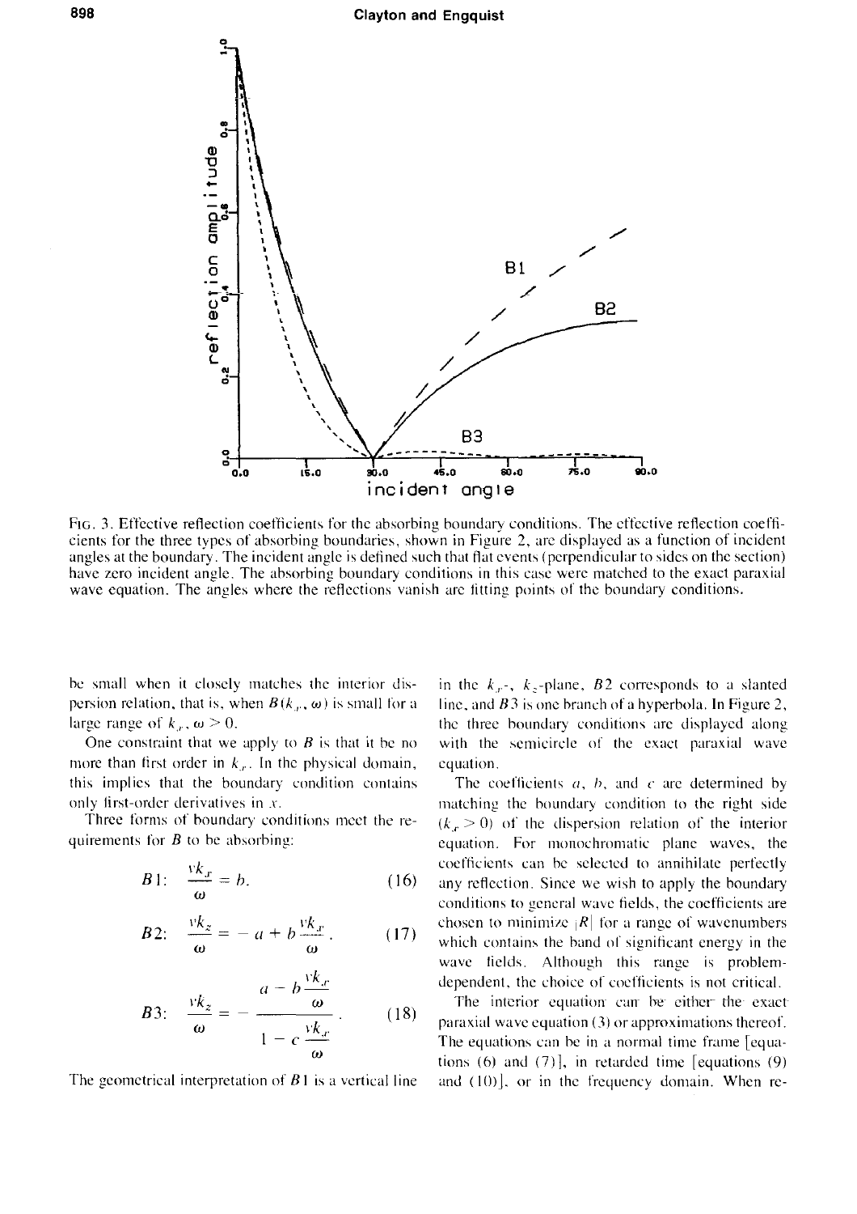FIG. 3. Effective reflection coefficients for the absorbing boundary conditions. The effective reflection coefficients for the three types of absorbing boundaries, shown in Figure 2, are displayed as a function of incident angles at the boundary. The incident angle is defined such that flat events (perpendicular to sides on the section) have zero incident angle. The absorbing boundary conditions in this case were matched to the exact paraxial wave equation. The angles where the reflections vanish are fitting points of the boundary conditions.

be small when it closely matches the interior dispersion relation, that is, when $B(k_x, \omega)$ is small for a large range of $k_x, \omega > 0$.

One constraint that we apply to $B$ is that it be no more than first order in $k_x$. In the physical domain, this implies that the boundary condition contains only first-order derivatives in $x$.

Three forms of boundary conditions meet the requirements for $B$ to be absorbing:

$$B1:\quad \frac{vk_x}{\omega} = b. \tag{16}$$

$$B2:\quad \frac{vk_z}{\omega} = -a + b\frac{vk_x}{\omega}. \tag{17}$$

$$B3:\quad \frac{vk_z}{\omega} = -\frac{a - b\dfrac{vk_x}{\omega}}{1 - c\dfrac{vk_x}{\omega}}. \tag{18}$$

The geometrical interpretation of $B1$ is a vertical line in the $k_x$-, $k_z$-plane, $B2$ corresponds to a slanted line, and $B3$ is one branch of a hyperbola. In Figure 2, the three boundary conditions are displayed along with the semicircle of the exact paraxial wave equation.

The coefficients $a$, $b$, and $c$ are determined by matching the boundary condition to the right side $(k_x > 0)$ of the dispersion relation of the interior equation. For monochromatic plane waves, the coefficients can be selected to annihilate perfectly any reflection. Since we wish to apply the boundary conditions to general wave fields, the coefficients are chosen to minimize $|R|$ for a range of wavenumbers which contains the band of significant energy in the wave fields. Although this range is problem-dependent, the choice of coefficients is not critical.

The interior equation can be either the exact paraxial wave equation (3) or approximations thereof. The equations can be in a normal time frame [equations (6) and (7)], in retarded time [equations (9) and (10)], or in the frequency domain. When re-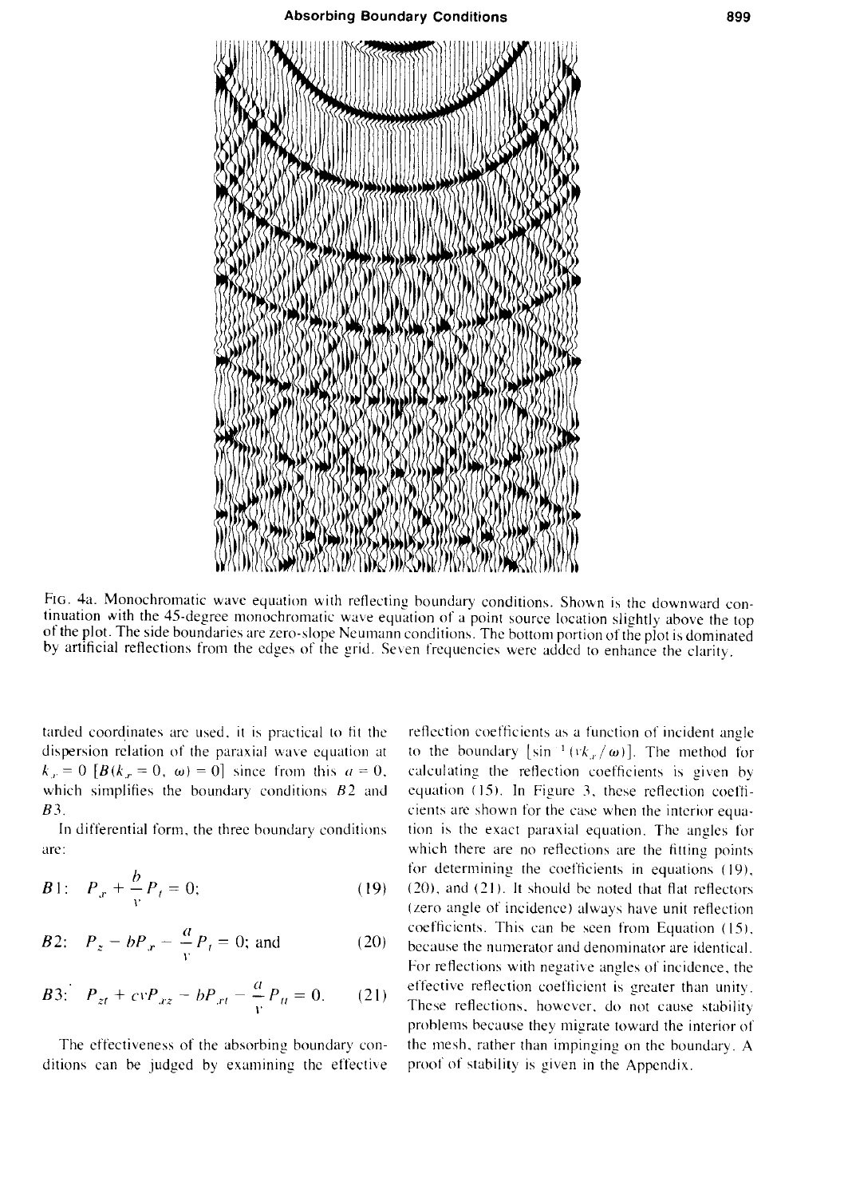FIG. 4a. Monochromatic wave equation with reflecting boundary conditions. Shown is the downward continuation with the 45-degree monochromatic wave equation of a point source location slightly above the top of the plot. The side boundaries are zero-slope Neumann conditions. The bottom portion of the plot is dominated by artificial reflections from the edges of the grid. Seven frequencies were added to enhance the clarity.

tarded coordinates are used, it is practical to fit the dispersion relation of the paraxial wave equation at $k_x = 0$ [$B(k_x = 0, \omega) = 0$] since from this $a = 0$, which simplifies the boundary conditions $B2$ and $B3$.

In differential form, the three boundary conditions are:

$$B1: \quad P_x + \frac{b}{v} P_t = 0; \tag{19}$$

$$B2: \quad P_z - bP_x - \frac{a}{v} P_t = 0; \text{ and} \tag{20}$$

$$B3: \quad P_{zt} + cvP_{xz} - bP_{xt} - \frac{a}{v} P_{tt} = 0. \tag{21}$$

The effectiveness of the absorbing boundary conditions can be judged by examining the effective reflection coefficients as a function of incident angle to the boundary [$\sin^{-1}(vk_x/\omega)$]. The method for calculating the reflection coefficients is given by equation (15). In Figure 3, these reflection coefficients are shown for the case when the interior equation is the exact paraxial equation. The angles for which there are no reflections are the fitting points for determining the coefficients in equations (19), (20), and (21). It should be noted that flat reflectors (zero angle of incidence) always have unit reflection coefficients. This can be seen from Equation (15), because the numerator and denominator are identical. For reflections with negative angles of incidence, the effective reflection coefficient is greater than unity. These reflections, however, do not cause stability problems because they migrate toward the interior of the mesh, rather than impinging on the boundary. A proof of stability is given in the Appendix.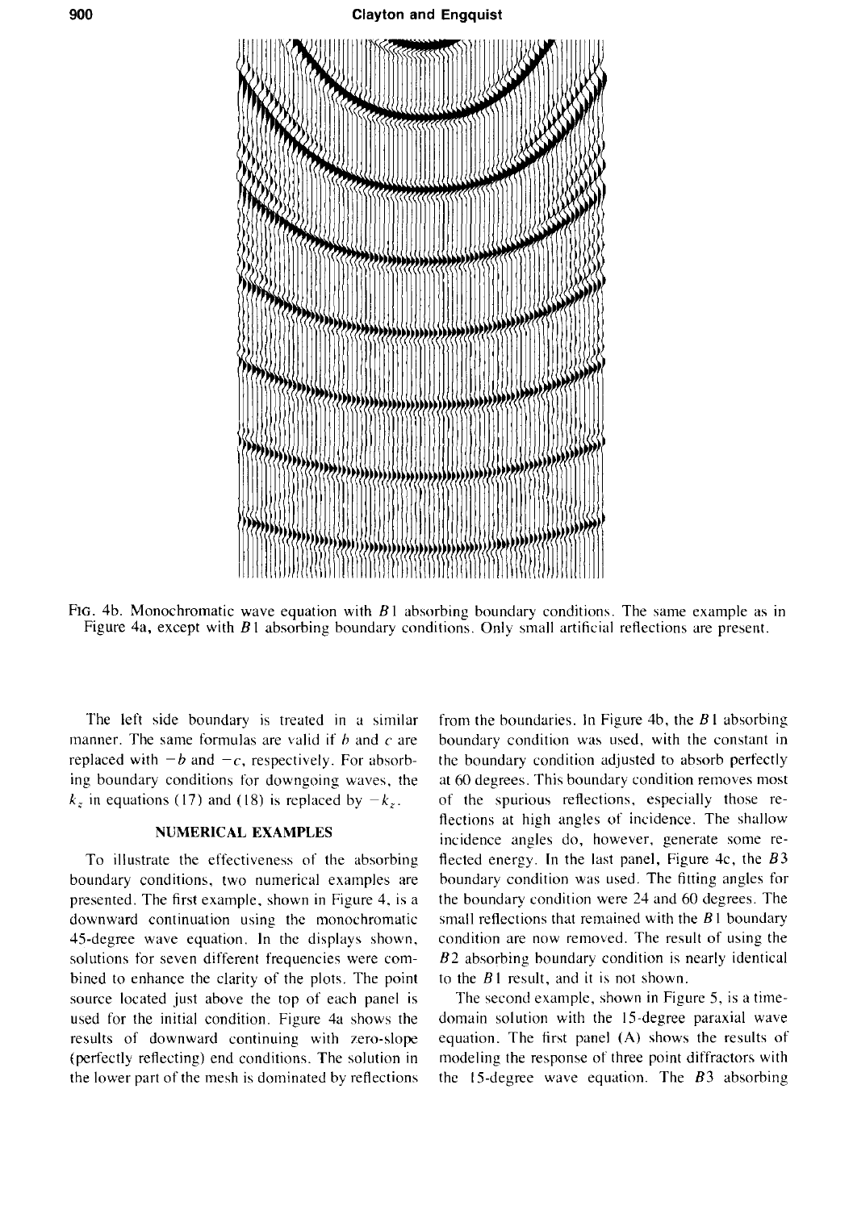FIG. 4b. Monochromatic wave equation with $B1$ absorbing boundary conditions. The same example as in Figure 4a, except with $B1$ absorbing boundary conditions. Only small artificial reflections are present.

The left side boundary is treated in a similar manner. The same formulas are valid if $b$ and $c$ are replaced with $-b$ and $-c$, respectively. For absorbing boundary conditions for downgoing waves, the $k_z$ in equations (17) and (18) is replaced by $-k_z$.

## NUMERICAL EXAMPLES

To illustrate the effectiveness of the absorbing boundary conditions, two numerical examples are presented. The first example, shown in Figure 4, is a downward continuation using the monochromatic 45-degree wave equation. In the displays shown, solutions for seven different frequencies were combined to enhance the clarity of the plots. The point source located just above the top of each panel is used for the initial condition. Figure 4a shows the results of downward continuing with zero-slope (perfectly reflecting) end conditions. The solution in the lower part of the mesh is dominated by reflections from the boundaries. In Figure 4b, the $B1$ absorbing boundary condition was used, with the constant in the boundary condition adjusted to absorb perfectly at 60 degrees. This boundary condition removes most of the spurious reflections, especially those reflections at high angles of incidence. The shallow incidence angles do, however, generate some reflected energy. In the last panel, Figure 4c, the $B3$ boundary condition was used. The fitting angles for the boundary condition were 24 and 60 degrees. The small reflections that remained with the $B1$ boundary condition are now removed. The result of using the $B2$ absorbing boundary condition is nearly identical to the $B1$ result, and it is not shown.

The second example, shown in Figure 5, is a time-domain solution with the 15-degree paraxial wave equation. The first panel (A) shows the results of modeling the response of three point diffractors with the 15-degree wave equation. The $B3$ absorbing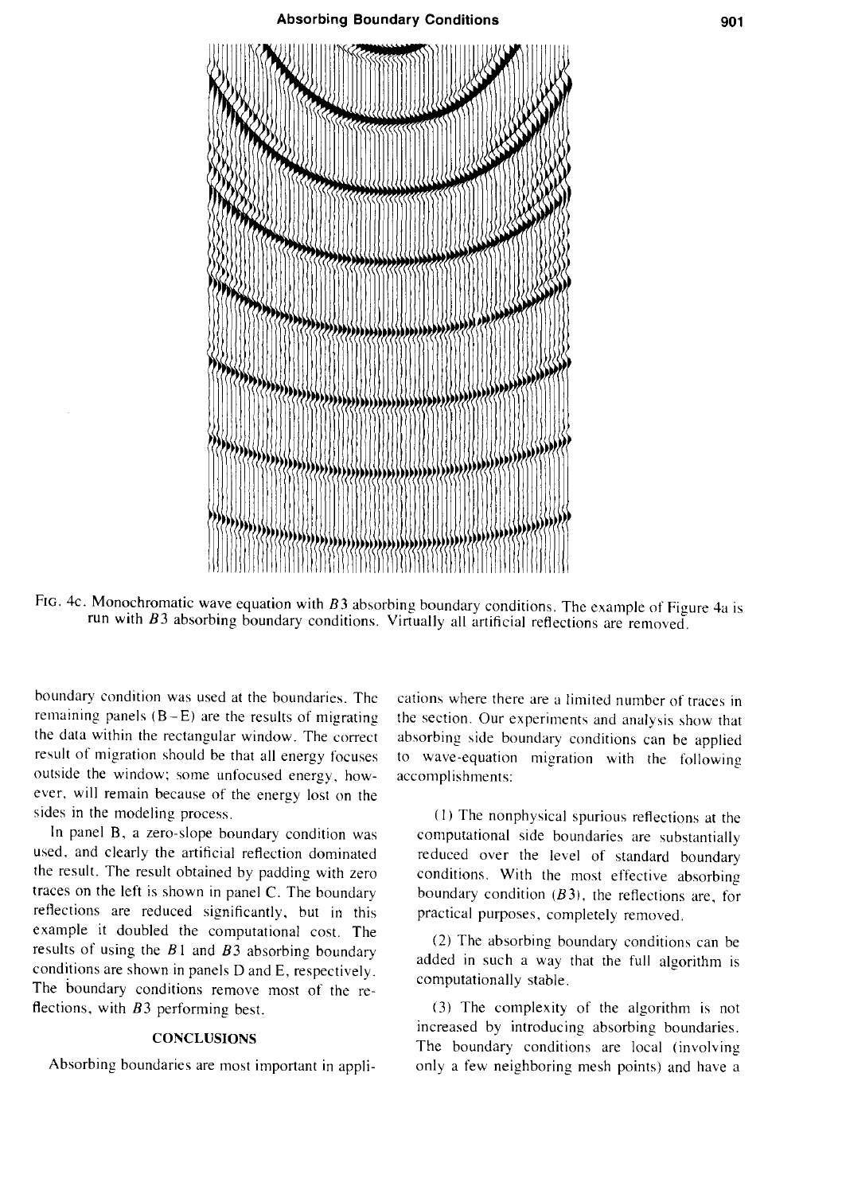FIG. 4c. Monochromatic wave equation with $B3$ absorbing boundary conditions. The example of Figure 4a is run with $B3$ absorbing boundary conditions. Virtually all artificial reflections are removed.

boundary condition was used at the boundaries. The remaining panels (B–E) are the results of migrating the data within the rectangular window. The correct result of migration should be that all energy focuses outside the window; some unfocused energy, however, will remain because of the energy lost on the sides in the modeling process.

In panel B, a zero-slope boundary condition was used, and clearly the artificial reflection dominated the result. The result obtained by padding with zero traces on the left is shown in panel C. The boundary reflections are reduced significantly, but in this example it doubled the computational cost. The results of using the $B1$ and $B3$ absorbing boundary conditions are shown in panels D and E, respectively. The boundary conditions remove most of the reflections, with $B3$ performing best.

## CONCLUSIONS

Absorbing boundaries are most important in applications where there are a limited number of traces in the section. Our experiments and analysis show that absorbing side boundary conditions can be applied to wave-equation migration with the following accomplishments:

(1) The nonphysical spurious reflections at the computational side boundaries are substantially reduced over the level of standard boundary conditions. With the most effective absorbing boundary condition ($B3$), the reflections are, for practical purposes, completely removed.

(2) The absorbing boundary conditions can be added in such a way that the full algorithm is computationally stable.

(3) The complexity of the algorithm is not increased by introducing absorbing boundaries. The boundary conditions are local (involving only a few neighboring mesh points) and have a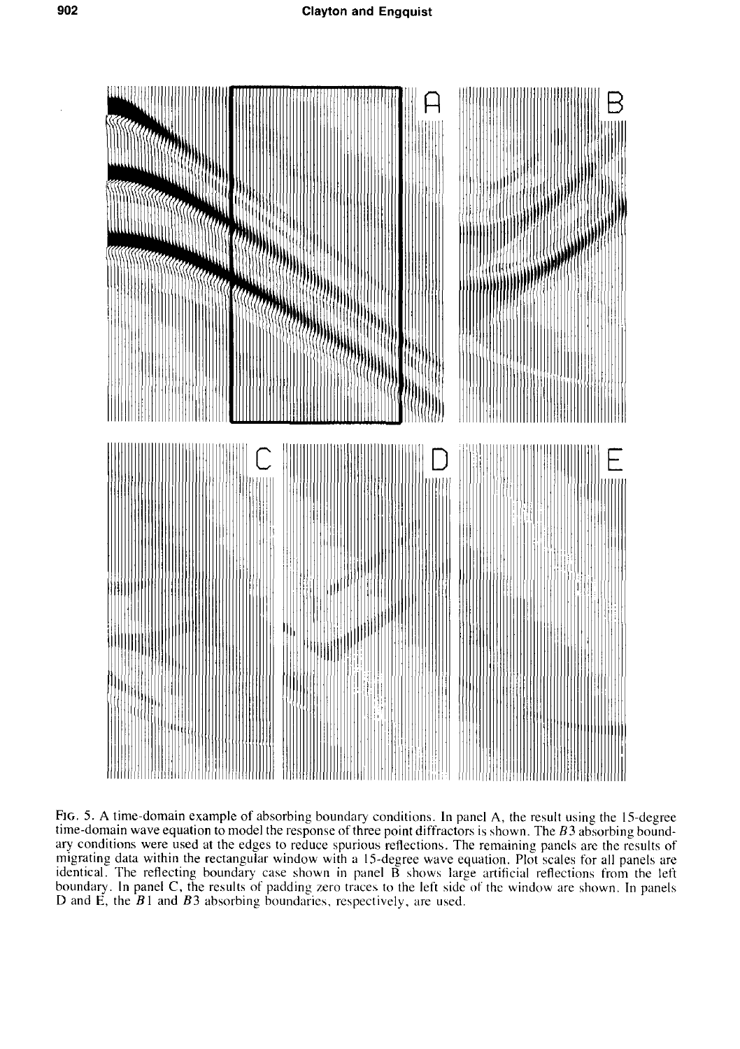FIG. 5. A time-domain example of absorbing boundary conditions. In panel A, the result using the 15-degree time-domain wave equation to model the response of three point diffractors is shown. The $B3$ absorbing boundary conditions were used at the edges to reduce spurious reflections. The remaining panels are the results of migrating data within the rectangular window with a 15-degree wave equation. Plot scales for all panels are identical. The reflecting boundary case shown in panel B shows large artificial reflections from the left boundary. In panel C, the results of padding zero traces to the left side of the window are shown. In panels D and E, the $B1$ and $B3$ absorbing boundaries, respectively, are used.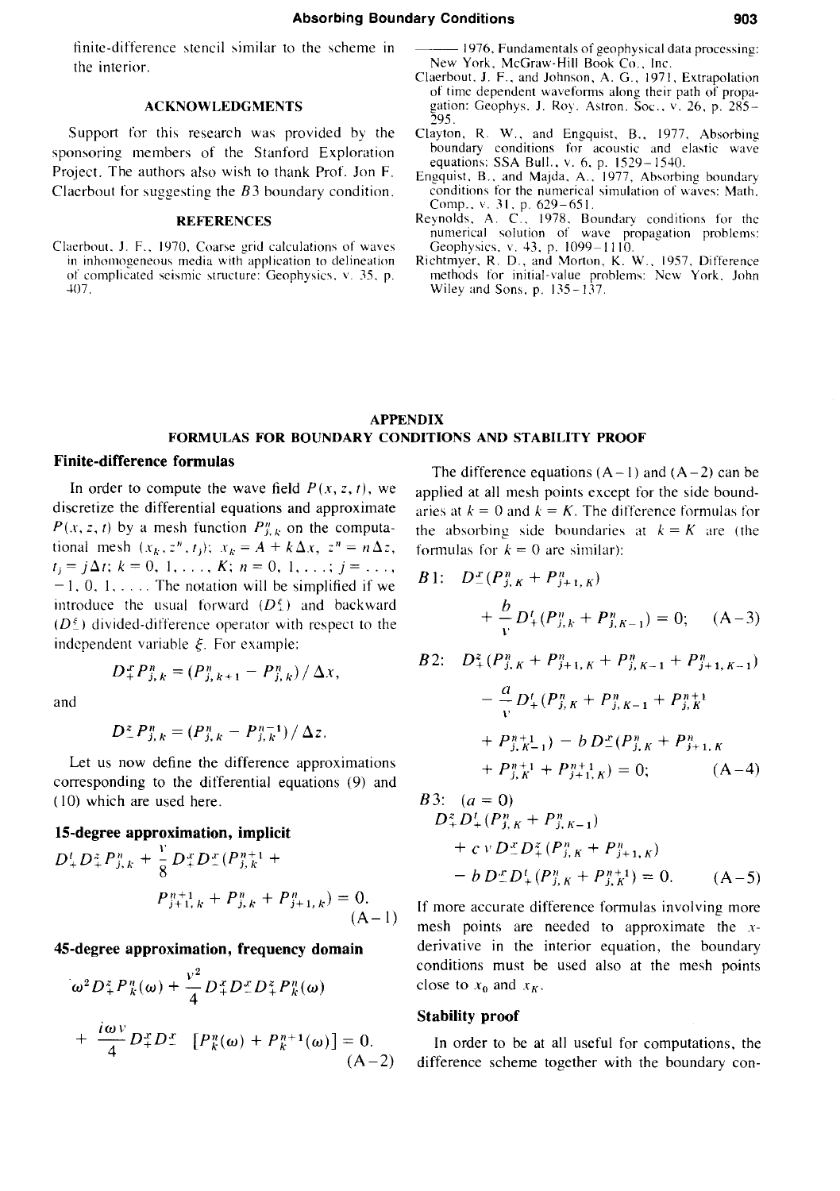finite-difference stencil similar to the scheme in the interior.

## ACKNOWLEDGMENTS

Support for this research was provided by the sponsoring members of the Stanford Exploration Project. The authors also wish to thank Prof. Jon F. Claerbout for suggesting the $B3$ boundary condition.

## REFERENCES

Claerbout, J. F., 1970, Coarse grid calculations of waves in inhomogeneous media with application to delineation of complicated seismic structure: Geophysics, v. 35, p. 407.

——— 1976, Fundamentals of geophysical data processing: New York, McGraw-Hill Book Co., Inc.

Claerbout, J. F., and Johnson, A. G., 1971, Extrapolation of time dependent waveforms along their path of propagation: Geophys. J. Roy. Astron. Soc., v. 26, p. 285–295.

Clayton, R. W., and Engquist, B., 1977, Absorbing boundary conditions for acoustic and elastic wave equations: SSA Bull., v. 6, p. 1529–1540.

Engquist, B., and Majda, A., 1977, Absorbing boundary conditions for the numerical simulation of waves: Math. Comp., v. 31, p. 629–651.

Reynolds, A. C., 1978, Boundary conditions for the numerical solution of wave propagation problems: Geophysics, v. 43, p. 1099–1110.

Richtmyer, R. D., and Morton, K. W., 1957, Difference methods for initial-value problems: New York, John Wiley and Sons, p. 135–137.

## APPENDIX
## FORMULAS FOR BOUNDARY CONDITIONS AND STABILITY PROOF

### Finite-difference formulas

In order to compute the wave field $P(x, z, t)$, we discretize the differential equations and approximate $P(x, z, t)$ by a mesh function $P^n_{j,k}$ on the computational mesh $(x_k, z^n, t_j)$; $x_k = A + k\Delta x$, $z^n = n\Delta z$, $t_j = j\Delta t$; $k = 0, 1, \ldots, K$; $n = 0, 1, \ldots$; $j = \ldots, -1, 0, 1, \ldots$. The notation will be simplified if we introduce the usual forward $(D^\xi_+)$ and backward $(D^\xi_-)$ divided-difference operator with respect to the independent variable $\xi$. For example:

$$D^x_+ P^n_{j,k} = (P^n_{j,k+1} - P^n_{j,k})/\Delta x,$$

and

$$D^z_- P^n_{j,k} = (P^n_{j,k} - P^{n-1}_{j,k})/\Delta z.$$

Let us now define the difference approximations corresponding to the differential equations (9) and (10) which are used here.

### 15-degree approximation, implicit

$$D^t_+ D^z_+ P^n_{j,k} + \frac{v}{8} D^x_+ D^x_- (P^{n+1}_{j,k} + P^{n+1}_{j+1,k} + P^n_{j,k} + P^n_{j+1,k}) = 0. \qquad \text{(A-1)}$$

### 45-degree approximation, frequency domain

$$\omega^2 D^z_+ P^n_k(\omega) + \frac{v^2}{4} D^x_+ D^x_- D^z_+ P^n_k(\omega) + \frac{i\omega v}{4} D^x_+ D^x_- \left[P^n_k(\omega) + P^{n+1}_k(\omega)\right] = 0. \qquad \text{(A-2)}$$

The difference equations (A-1) and (A-2) can be applied at all mesh points except for the side boundaries at $k = 0$ and $k = K$. The difference formulas for the absorbing side boundaries at $k = K$ are (the formulas for $k = 0$ are similar):

$$B1: \quad D^x_-(P^n_{j,K} + P^n_{j+1,K}) + \frac{b}{v} D^t_+(P^n_{j,K} + P^n_{j,K-1}) = 0; \qquad \text{(A-3)}$$

$$B2: \quad D^z_+(P^n_{j,K} + P^n_{j+1,K} + P^n_{j,K-1} + P^n_{j+1,K-1}) - \frac{a}{v} D^t_+(P^n_{j,K} + P^n_{j,K-1} + P^{n+1}_{j,K} + P^{n+1}_{j,K-1}) - b D^x_-(P^n_{j,K} + P^n_{j+1,K} + P^{n+1}_{j,K} + P^{n+1}_{j+1,K}) = 0; \qquad \text{(A-4)}$$

$$B3: \quad (a = 0)$$
$$D^z_+ D^t_+(P^n_{j,K} + P^n_{j,K-1}) + c\,v\,D^x_- D^z_+(P^n_{j,K} + P^n_{j+1,K}) - b\,D^x_- D^t_+(P^n_{j,K} + P^{n+1}_{j,K}) = 0. \qquad \text{(A-5)}$$

If more accurate difference formulas involving more mesh points are needed to approximate the $x$-derivative in the interior equation, the boundary conditions must be used also at the mesh points close to $x_0$ and $x_K$.

### Stability proof

In order to be at all useful for computations, the difference scheme together with the boundary con-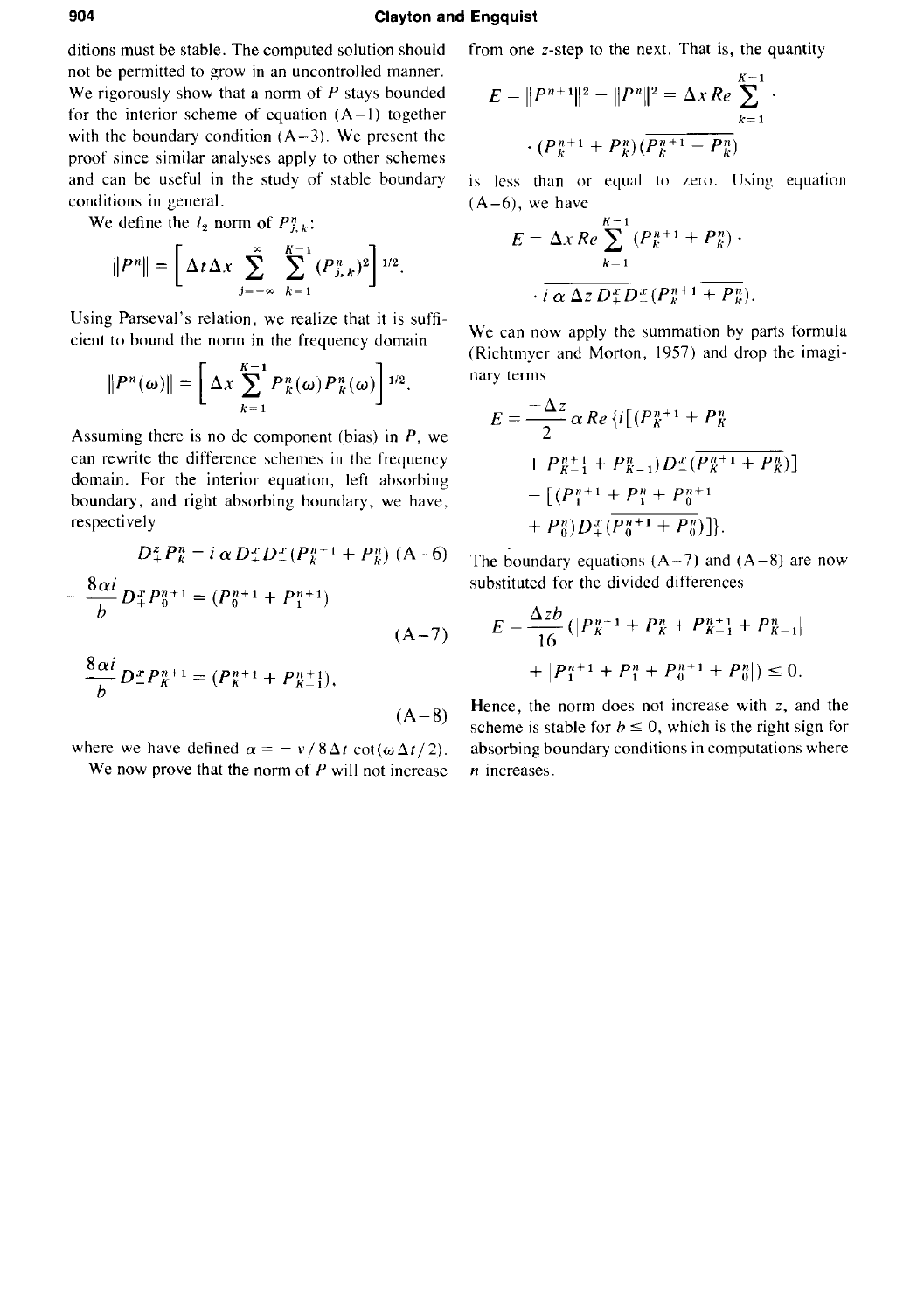ditions must be stable. The computed solution should not be permitted to grow in an uncontrolled manner. We rigorously show that a norm of $P$ stays bounded for the interior scheme of equation (A-1) together with the boundary condition (A-3). We present the proof since similar analyses apply to other schemes and can be useful in the study of stable boundary conditions in general.

We define the $l_2$ norm of $P_{j,k}^n$:

$$\|P^n\| = \left[ \Delta t \Delta x \sum_{j=-\infty}^{\infty} \sum_{k=1}^{K-1} (P_{j,k}^n)^2 \right]^{1/2}.$$

Using Parseval's relation, we realize that it is sufficient to bound the norm in the frequency domain

$$\|P^n(\omega)\| = \left[ \Delta x \sum_{k=1}^{K-1} P_k^n(\omega) \overline{P_k^n(\omega)} \right]^{1/2}.$$

Assuming there is no dc component (bias) in $P$, we can rewrite the difference schemes in the frequency domain. For the interior equation, left absorbing boundary, and right absorbing boundary, we have, respectively

$$D_+^z P_k^n = i \alpha D_+^x D_-^x (P_k^{n+1} + P_k^n) \quad \text{(A-6)}$$

$$-\frac{8\alpha i}{b} D_+^x P_0^{n+1} = (P_0^{n+1} + P_1^{n+1}) \quad \text{(A-7)}$$

$$\frac{8\alpha i}{b} D_-^x P_K^{n+1} = (P_K^{n+1} + P_{K-1}^{n+1}), \quad \text{(A-8)}$$

where we have defined $\alpha = -v/8\Delta t \cot(\omega \Delta t/2)$.

We now prove that the norm of $P$ will not increase from one $z$-step to the next. That is, the quantity

$$E = \|P^{n+1}\|^2 - \|P^n\|^2 = \Delta x \, Re \sum_{k=1}^{K-1} \cdot (P_k^{n+1} + P_k^n)\overline{(P_k^{n+1} - P_k^n)}$$

is less than or equal to zero. Using equation (A-6), we have

$$E = \Delta x \, Re \sum_{k=1}^{K-1} (P_k^{n+1} + P_k^n) \cdot \overline{i \alpha \Delta z D_+^x D_-^x (P_k^{n+1} + P_k^n)}.$$

We can now apply the summation by parts formula (Richtmyer and Morton, 1957) and drop the imaginary terms

$$E = \frac{-\Delta z}{2} \alpha \, Re \{ i [(P_K^{n+1} + P_K^n + P_{K-1}^{n+1} + P_{K-1}^n) \overline{D_-^x (P_K^{n+1} + P_K^n)}] - [(P_1^{n+1} + P_1^n + P_0^{n+1} + P_0^n) \overline{D_+^x (P_0^{n+1} + P_0^n)}] \}.$$

The boundary equations (A-7) and (A-8) are now substituted for the divided differences

$$E = \frac{\Delta z b}{16} (|P_K^{n+1} + P_K^n + P_{K-1}^{n+1} + P_{K-1}^n| + |P_1^{n+1} + P_1^n + P_0^{n+1} + P_0^n|) \leq 0.$$

Hence, the norm does not increase with $z$, and the scheme is stable for $b \leq 0$, which is the right sign for absorbing boundary conditions in computations where $n$ increases.